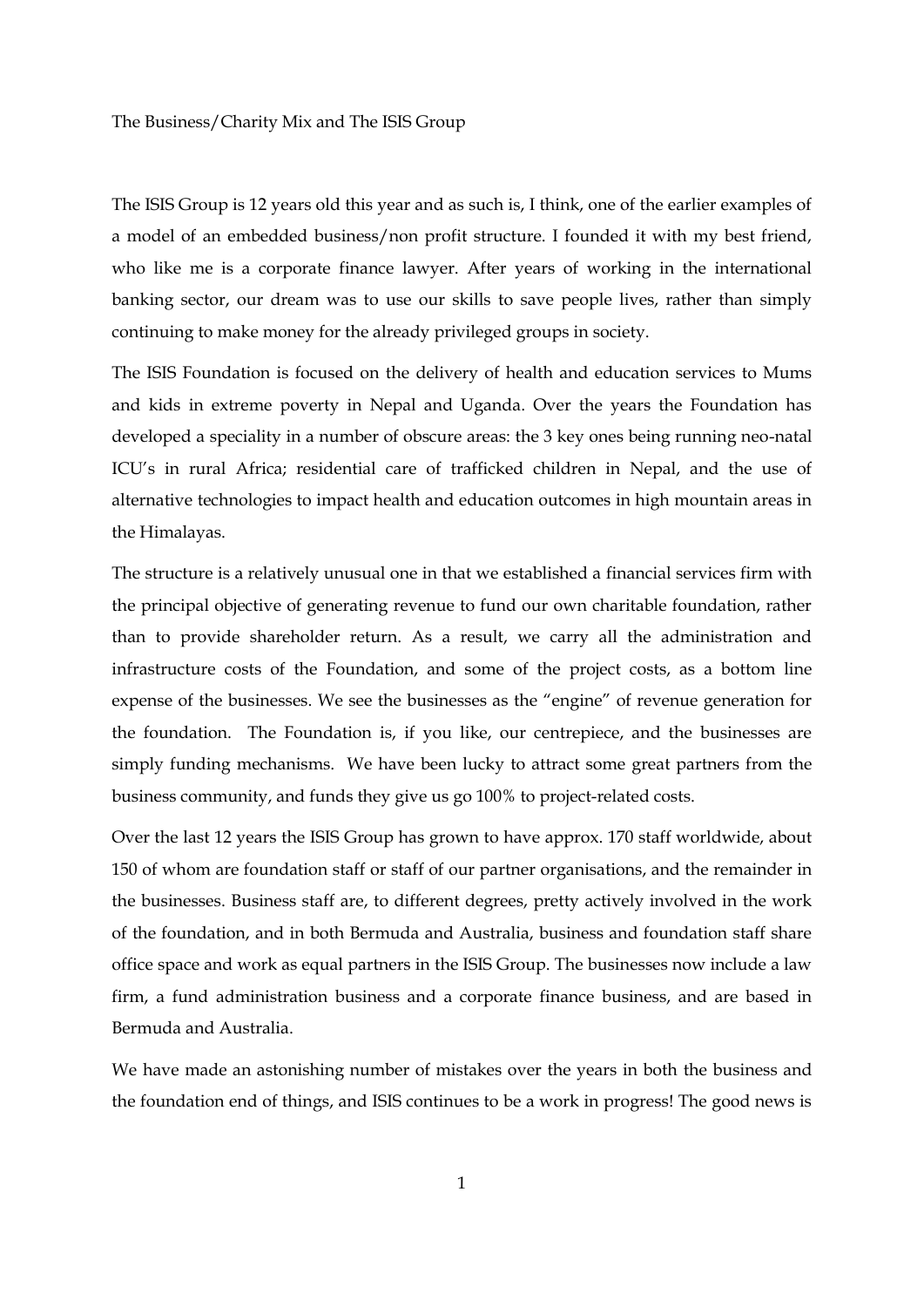# The Business/Charity Mix and The ISIS Group

The ISIS Group is 12 years old this year and as such is, I think, one of the earlier examples of a model of an embedded business/non profit structure. I founded it with my best friend, who like me is a corporate finance lawyer. After years of working in the international banking sector, our dream was to use our skills to save people lives, rather than simply continuing to make money for the already privileged groups in society.

The ISIS Foundation is focused on the delivery of health and education services to Mums and kids in extreme poverty in Nepal and Uganda. Over the years the Foundation has developed a speciality in a number of obscure areas: the 3 key ones being running neo-natal ICU's in rural Africa; residential care of trafficked children in Nepal, and the use of alternative technologies to impact health and education outcomes in high mountain areas in the Himalayas.

The structure is a relatively unusual one in that we established a financial services firm with the principal objective of generating revenue to fund our own charitable foundation, rather than to provide shareholder return. As a result, we carry all the administration and infrastructure costs of the Foundation, and some of the project costs, as a bottom line expense of the businesses. We see the businesses as the "engine" of revenue generation for the foundation. The Foundation is, if you like, our centrepiece, and the businesses are simply funding mechanisms. We have been lucky to attract some great partners from the business community, and funds they give us go 100% to project-related costs.

Over the last 12 years the ISIS Group has grown to have approx. 170 staff worldwide, about 150 of whom are foundation staff or staff of our partner organisations, and the remainder in the businesses. Business staff are, to different degrees, pretty actively involved in the work of the foundation, and in both Bermuda and Australia, business and foundation staff share office space and work as equal partners in the ISIS Group. The businesses now include a law firm, a fund administration business and a corporate finance business, and are based in Bermuda and Australia.

We have made an astonishing number of mistakes over the years in both the business and the foundation end of things, and ISIS continues to be a work in progress! The good news is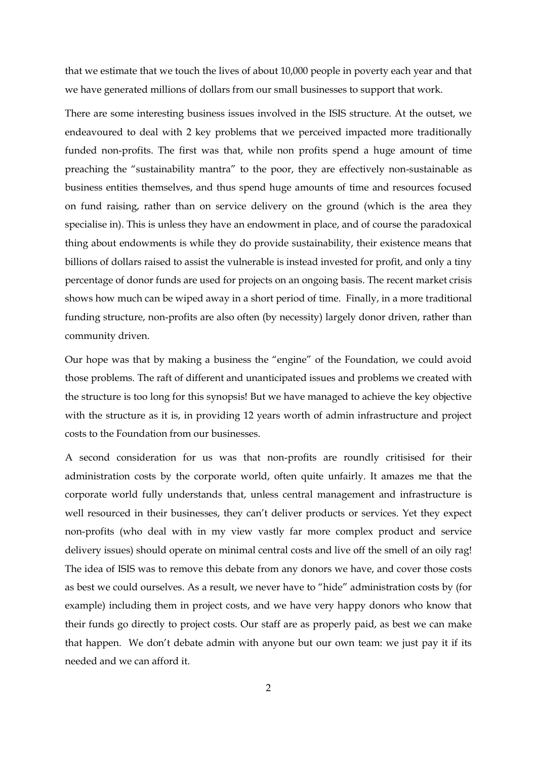that we estimate that we touch the lives of about 10,000 people in poverty each year and that we have generated millions of dollars from our small businesses to support that work.

There are some interesting business issues involved in the ISIS structure. At the outset, we endeavoured to deal with 2 key problems that we perceived impacted more traditionally funded non-profits. The first was that, while non profits spend a huge amount of time preaching the "sustainability mantra" to the poor, they are effectively non-sustainable as business entities themselves, and thus spend huge amounts of time and resources focused on fund raising, rather than on service delivery on the ground (which is the area they specialise in). This is unless they have an endowment in place, and of course the paradoxical thing about endowments is while they do provide sustainability, their existence means that billions of dollars raised to assist the vulnerable is instead invested for profit, and only a tiny percentage of donor funds are used for projects on an ongoing basis. The recent market crisis shows how much can be wiped away in a short period of time. Finally, in a more traditional funding structure, non-profits are also often (by necessity) largely donor driven, rather than community driven.

Our hope was that by making a business the "engine" of the Foundation, we could avoid those problems. The raft of different and unanticipated issues and problems we created with the structure is too long for this synopsis! But we have managed to achieve the key objective with the structure as it is, in providing 12 years worth of admin infrastructure and project costs to the Foundation from our businesses.

A second consideration for us was that non-profits are roundly critisised for their administration costs by the corporate world, often quite unfairly. It amazes me that the corporate world fully understands that, unless central management and infrastructure is well resourced in their businesses, they can't deliver products or services. Yet they expect non-profits (who deal with in my view vastly far more complex product and service delivery issues) should operate on minimal central costs and live off the smell of an oily rag! The idea of ISIS was to remove this debate from any donors we have, and cover those costs as best we could ourselves. As a result, we never have to "hide" administration costs by (for example) including them in project costs, and we have very happy donors who know that their funds go directly to project costs. Our staff are as properly paid, as best we can make that happen. We don't debate admin with anyone but our own team: we just pay it if its needed and we can afford it.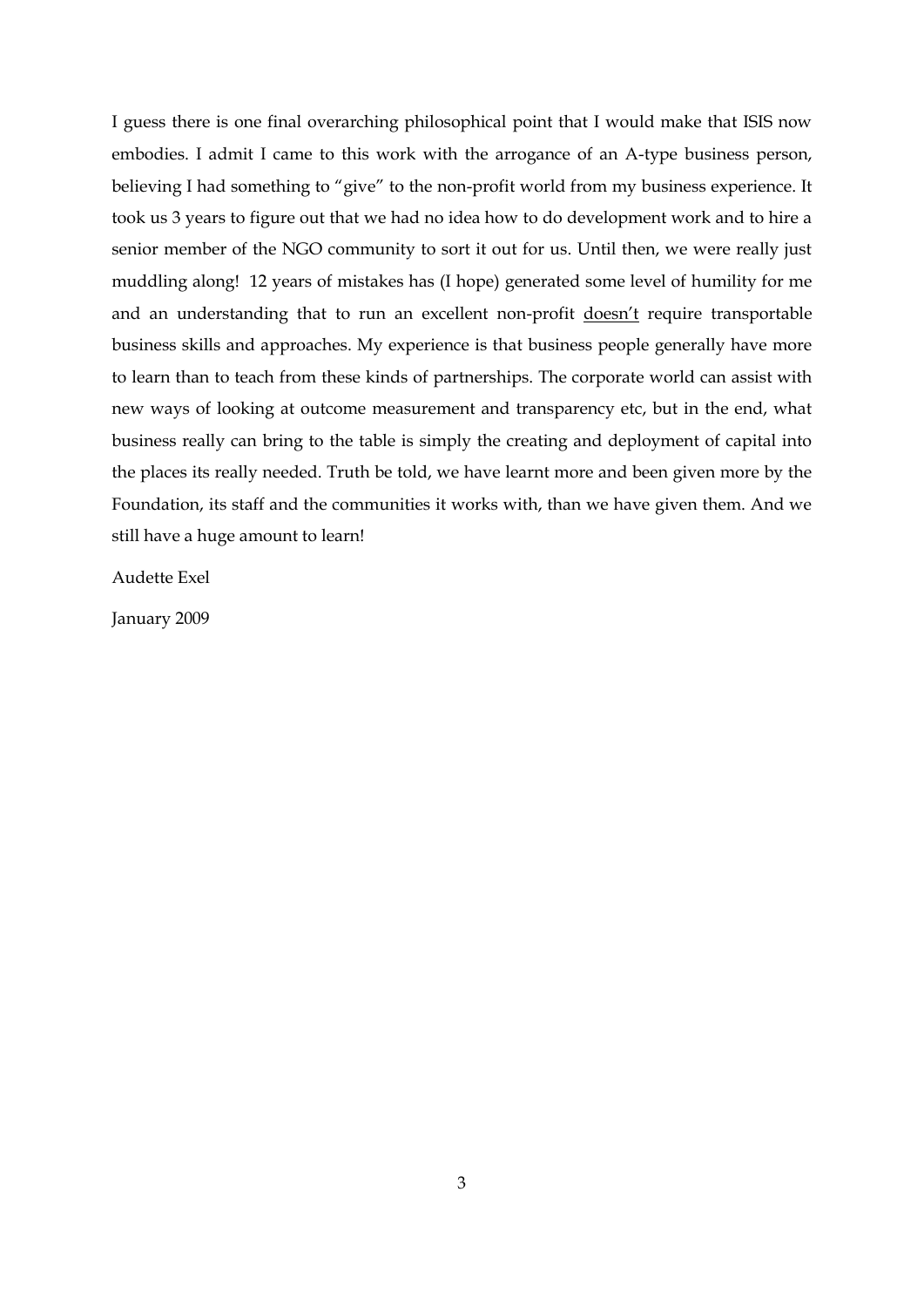I guess there is one final overarching philosophical point that I would make that ISIS now embodies. I admit I came to this work with the arrogance of an A-type business person, believing I had something to "give" to the non-profit world from my business experience. It took us 3 years to figure out that we had no idea how to do development work and to hire a senior member of the NGO community to sort it out for us. Until then, we were really just muddling along! 12 years of mistakes has (I hope) generated some level of humility for me and an understanding that to run an excellent non-profit <u>doesn't</u> require transportable business skills and approaches. My experience is that business people generally have more to learn than to teach from these kinds of partnerships. The corporate world can assist with new ways of looking at outcome measurement and transparency etc, but in the end, what business really can bring to the table is simply the creating and deployment of capital into the places its really needed. Truth be told, we have learnt more and been given more by the Foundation, its staff and the communities it works with, than we have given them. And we still have a huge amount to learn!

Audette Exel

January 2009